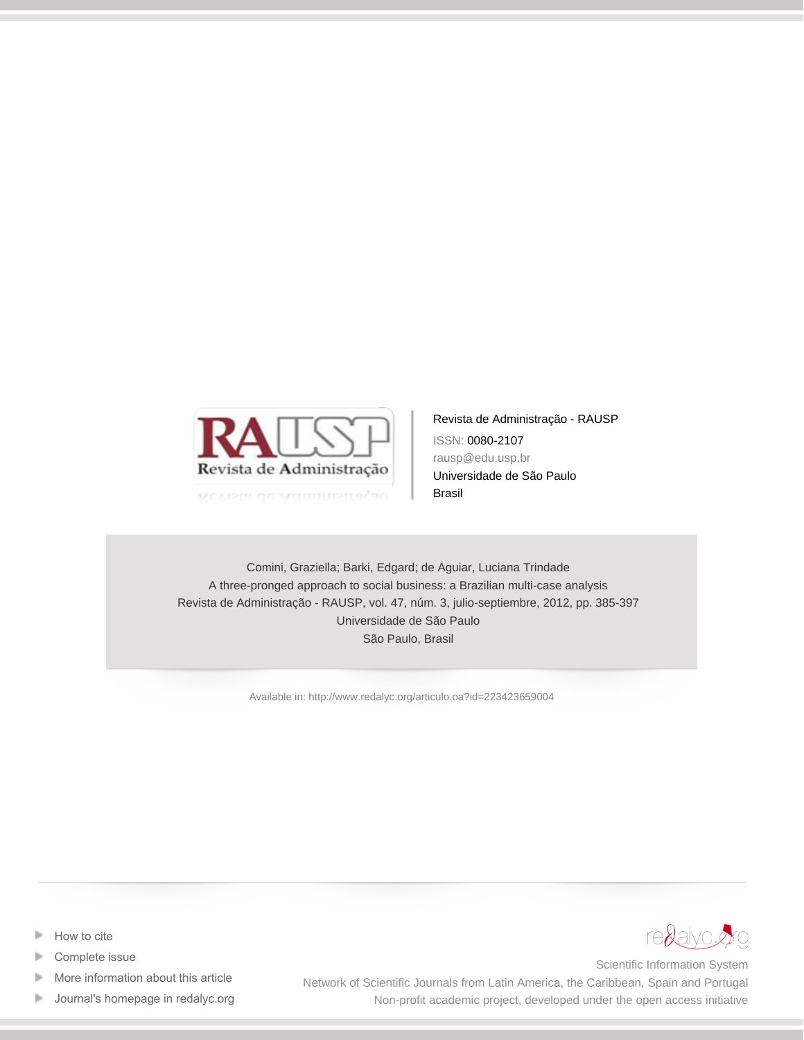Revista de Administração - RAUSP

ISSN: 0080-2107

rausp@edu.usp.br

Universidade de São Paulo

Brasil

Comini, Graziella; Barki, Edgard; de Aguiar, Luciana Trindade

A three-pronged approach to social business: a Brazilian multi-case analysis

Revista de Administração - RAUSP, vol. 47, núm. 3, julio-septiembre, 2012, pp. 385-397

Universidade de São Paulo

São Paulo, Brasil

Available in: http://www.redalyc.org/articulo.oa?id=223423659004

- How to cite
- Complete issue
- More information about this article
- Journal's homepage in redalyc.org

redalyc.org

Scientific Information System

Network of Scientific Journals from Latin America, the Caribbean, Spain and Portugal

Non-profit academic project, developed under the open access initiative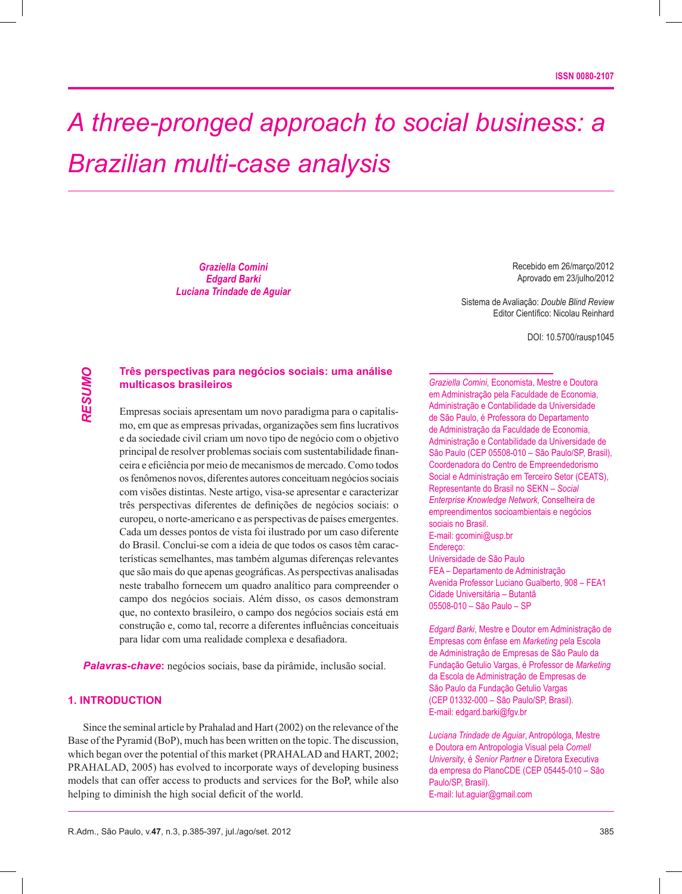ISSN 0080-2107

# *A three-pronged approach to social business: a Brazilian multi-case analysis*

***Graziella Comini***
***Edgard Barki***
***Luciana Trindade de Aguiar***

Recebido em 26/março/2012
Aprovado em 23/julho/2012

Sistema de Avaliação: *Double Blind Review*
Editor Científico: Nicolau Reinhard

DOI: 10.5700/rausp1045

***RESUMO***

## Três perspectivas para negócios sociais: uma análise multicasos brasileiros

Empresas sociais apresentam um novo paradigma para o capitalismo, em que as empresas privadas, organizações sem fins lucrativos e da sociedade civil criam um novo tipo de negócio com o objetivo principal de resolver problemas sociais com sustentabilidade financeira e eficiência por meio de mecanismos de mercado. Como todos os fenômenos novos, diferentes autores conceituam negócios sociais com visões distintas. Neste artigo, visa-se apresentar e caracterizar três perspectivas diferentes de definições de negócios sociais: o europeu, o norte-americano e as perspectivas de países emergentes. Cada um desses pontos de vista foi ilustrado por um caso diferente do Brasil. Conclui-se com a ideia de que todos os casos têm características semelhantes, mas também algumas diferenças relevantes que são mais do que apenas geográficas. As perspectivas analisadas neste trabalho fornecem um quadro analítico para compreender o campo dos negócios sociais. Além disso, os casos demonstram que, no contexto brasileiro, o campo dos negócios sociais está em construção e, como tal, recorre a diferentes influências conceituais para lidar com uma realidade complexa e desafiadora.

***Palavras-chave***: negócios sociais, base da pirâmide, inclusão social.

## 1. INTRODUCTION

Since the seminal article by Prahalad and Hart (2002) on the relevance of the Base of the Pyramid (BoP), much has been written on the topic. The discussion, which began over the potential of this market (PRAHALAD and HART, 2002; PRAHALAD, 2005) has evolved to incorporate ways of developing business models that can offer access to products and services for the BoP, while also helping to diminish the high social deficit of the world.

---

*Graziella Comini*, Economista, Mestre e Doutora em Administração pela Faculdade de Economia, Administração e Contabilidade da Universidade de São Paulo, é Professora do Departamento de Administração da Faculdade de Economia, Administração e Contabilidade da Universidade de São Paulo (CEP 05508-010 – São Paulo/SP, Brasil), Coordenadora do Centro de Empreendedorismo Social e Administração em Terceiro Setor (CEATS), Representante do Brasil no SEKN – *Social Enterprise Knowledge Network*, Conselheira de empreendimentos socioambientais e negócios sociais no Brasil.
E-mail: gcomini@usp.br
Endereço:
Universidade de São Paulo
FEA – Departamento de Administração
Avenida Professor Luciano Gualberto, 908 – FEA1
Cidade Universitária – Butantã
05508-010 – São Paulo – SP

*Edgard Barki*, Mestre e Doutor em Administração de Empresas com ênfase em *Marketing* pela Escola de Administração de Empresas de São Paulo da Fundação Getulio Vargas, é Professor de *Marketing* da Escola de Administração de Empresas de São Paulo da Fundação Getulio Vargas (CEP 01332-000 – São Paulo/SP, Brasil).
E-mail: edgard.barki@fgv.br

*Luciana Trindade de Aguiar*, Antropóloga, Mestre e Doutora em Antropologia Visual pela *Cornell University*, é *Senior Partner* e Diretora Executiva da empresa do PlanoCDE (CEP 05445-010 – São Paulo/SP, Brasil).
E-mail: lut.aguiar@gmail.com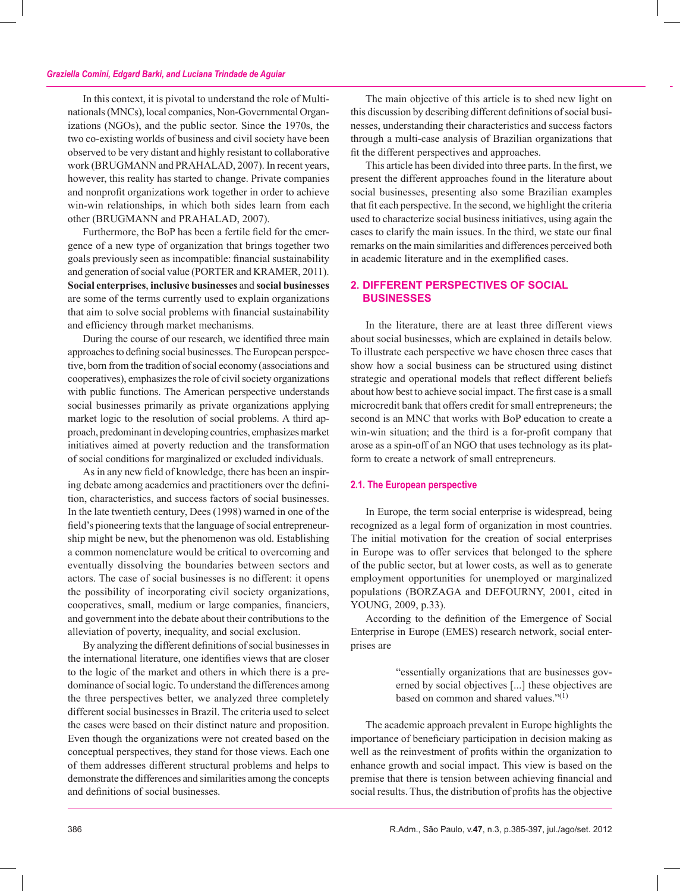In this context, it is pivotal to understand the role of Multinationals (MNCs), local companies, Non-Governmental Organizations (NGOs), and the public sector. Since the 1970s, the two co-existing worlds of business and civil society have been observed to be very distant and highly resistant to collaborative work (BRUGMANN and PRAHALAD, 2007). In recent years, however, this reality has started to change. Private companies and nonprofit organizations work together in order to achieve win-win relationships, in which both sides learn from each other (BRUGMANN and PRAHALAD, 2007).

Furthermore, the BoP has been a fertile field for the emergence of a new type of organization that brings together two goals previously seen as incompatible: financial sustainability and generation of social value (PORTER and KRAMER, 2011). **Social enterprises**, **inclusive businesses** and **social businesses** are some of the terms currently used to explain organizations that aim to solve social problems with financial sustainability and efficiency through market mechanisms.

During the course of our research, we identified three main approaches to defining social businesses. The European perspective, born from the tradition of social economy (associations and cooperatives), emphasizes the role of civil society organizations with public functions. The American perspective understands social businesses primarily as private organizations applying market logic to the resolution of social problems. A third approach, predominant in developing countries, emphasizes market initiatives aimed at poverty reduction and the transformation of social conditions for marginalized or excluded individuals.

As in any new field of knowledge, there has been an inspiring debate among academics and practitioners over the definition, characteristics, and success factors of social businesses. In the late twentieth century, Dees (1998) warned in one of the field's pioneering texts that the language of social entrepreneurship might be new, but the phenomenon was old. Establishing a common nomenclature would be critical to overcoming and eventually dissolving the boundaries between sectors and actors. The case of social businesses is no different: it opens the possibility of incorporating civil society organizations, cooperatives, small, medium or large companies, financiers, and government into the debate about their contributions to the alleviation of poverty, inequality, and social exclusion.

By analyzing the different definitions of social businesses in the international literature, one identifies views that are closer to the logic of the market and others in which there is a predominance of social logic. To understand the differences among the three perspectives better, we analyzed three completely different social businesses in Brazil. The criteria used to select the cases were based on their distinct nature and proposition. Even though the organizations were not created based on the conceptual perspectives, they stand for those views. Each one of them addresses different structural problems and helps to demonstrate the differences and similarities among the concepts and definitions of social businesses.

The main objective of this article is to shed new light on this discussion by describing different definitions of social businesses, understanding their characteristics and success factors through a multi-case analysis of Brazilian organizations that fit the different perspectives and approaches.

This article has been divided into three parts. In the first, we present the different approaches found in the literature about social businesses, presenting also some Brazilian examples that fit each perspective. In the second, we highlight the criteria used to characterize social business initiatives, using again the cases to clarify the main issues. In the third, we state our final remarks on the main similarities and differences perceived both in academic literature and in the exemplified cases.

## 2. DIFFERENT PERSPECTIVES OF SOCIAL BUSINESSES

In the literature, there are at least three different views about social businesses, which are explained in details below. To illustrate each perspective we have chosen three cases that show how a social business can be structured using distinct strategic and operational models that reflect different beliefs about how best to achieve social impact. The first case is a small microcredit bank that offers credit for small entrepreneurs; the second is an MNC that works with BoP education to create a win-win situation; and the third is a for-profit company that arose as a spin-off of an NGO that uses technology as its platform to create a network of small entrepreneurs.

### 2.1. The European perspective

In Europe, the term social enterprise is widespread, being recognized as a legal form of organization in most countries. The initial motivation for the creation of social enterprises in Europe was to offer services that belonged to the sphere of the public sector, but at lower costs, as well as to generate employment opportunities for unemployed or marginalized populations (BORZAGA and DEFOURNY, 2001, cited in YOUNG, 2009, p.33).

According to the definition of the Emergence of Social Enterprise in Europe (EMES) research network, social enterprises are

> "essentially organizations that are businesses governed by social objectives [...] these objectives are based on common and shared values."[1]

The academic approach prevalent in Europe highlights the importance of beneficiary participation in decision making as well as the reinvestment of profits within the organization to enhance growth and social impact. This view is based on the premise that there is tension between achieving financial and social results. Thus, the distribution of profits has the objective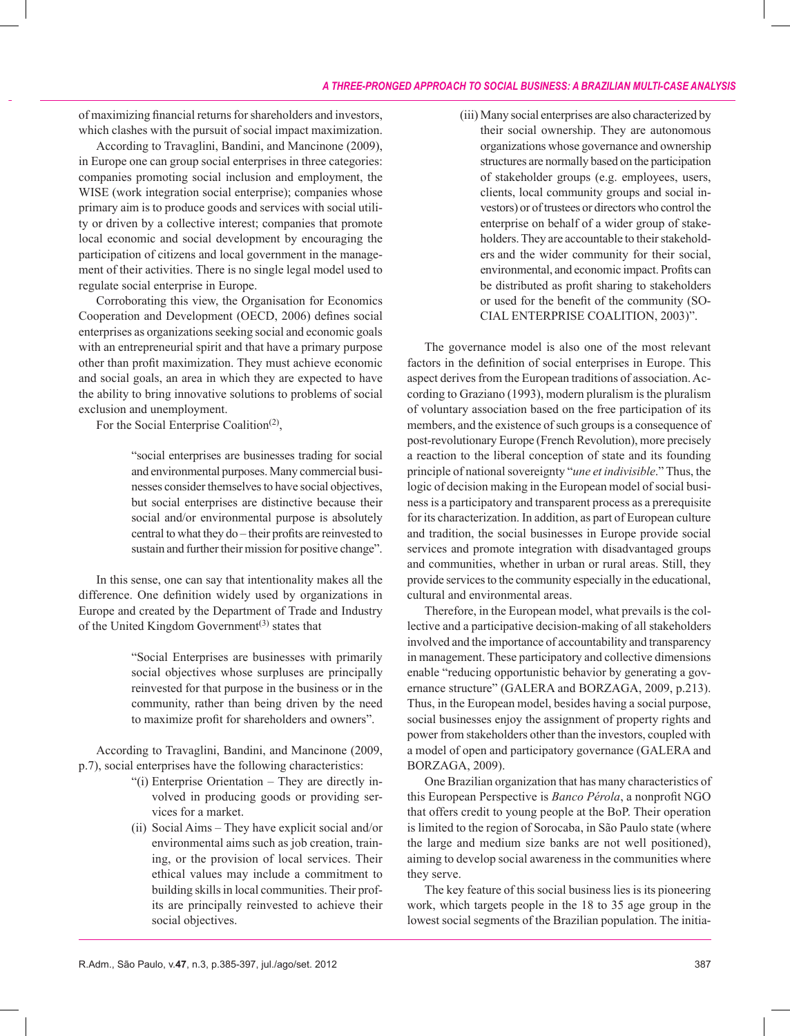of maximizing financial returns for shareholders and investors, which clashes with the pursuit of social impact maximization.

According to Travaglini, Bandini, and Mancinone (2009), in Europe one can group social enterprises in three categories: companies promoting social inclusion and employment, the WISE (work integration social enterprise); companies whose primary aim is to produce goods and services with social utility or driven by a collective interest; companies that promote local economic and social development by encouraging the participation of citizens and local government in the management of their activities. There is no single legal model used to regulate social enterprise in Europe.

Corroborating this view, the Organisation for Economics Cooperation and Development (OECD, 2006) defines social enterprises as organizations seeking social and economic goals with an entrepreneurial spirit and that have a primary purpose other than profit maximization. They must achieve economic and social goals, an area in which they are expected to have the ability to bring innovative solutions to problems of social exclusion and unemployment.

For the Social Enterprise Coalition[(2)],

> "social enterprises are businesses trading for social and environmental purposes. Many commercial businesses consider themselves to have social objectives, but social enterprises are distinctive because their social and/or environmental purpose is absolutely central to what they do – their profits are reinvested to sustain and further their mission for positive change".

In this sense, one can say that intentionality makes all the difference. One definition widely used by organizations in Europe and created by the Department of Trade and Industry of the United Kingdom Government[(3)] states that

> "Social Enterprises are businesses with primarily social objectives whose surpluses are principally reinvested for that purpose in the business or in the community, rather than being driven by the need to maximize profit for shareholders and owners".

According to Travaglini, Bandini, and Mancinone (2009, p.7), social enterprises have the following characteristics:

> "(i) Enterprise Orientation – They are directly involved in producing goods or providing services for a market.
>
> (ii) Social Aims – They have explicit social and/or environmental aims such as job creation, training, or the provision of local services. Their ethical values may include a commitment to building skills in local communities. Their profits are principally reinvested to achieve their social objectives.
>
> (iii) Many social enterprises are also characterized by their social ownership. They are autonomous organizations whose governance and ownership structures are normally based on the participation of stakeholder groups (e.g. employees, users, clients, local community groups and social investors) or of trustees or directors who control the enterprise on behalf of a wider group of stakeholders. They are accountable to their stakeholders and the wider community for their social, environmental, and economic impact. Profits can be distributed as profit sharing to stakeholders or used for the benefit of the community (SOCIAL ENTERPRISE COALITION, 2003)".

The governance model is also one of the most relevant factors in the definition of social enterprises in Europe. This aspect derives from the European traditions of association. According to Graziano (1993), modern pluralism is the pluralism of voluntary association based on the free participation of its members, and the existence of such groups is a consequence of post-revolutionary Europe (French Revolution), more precisely a reaction to the liberal conception of state and its founding principle of national sovereignty "*une et indivisible*." Thus, the logic of decision making in the European model of social business is a participatory and transparent process as a prerequisite for its characterization. In addition, as part of European culture and tradition, the social businesses in Europe provide social services and promote integration with disadvantaged groups and communities, whether in urban or rural areas. Still, they provide services to the community especially in the educational, cultural and environmental areas.

Therefore, in the European model, what prevails is the collective and a participative decision-making of all stakeholders involved and the importance of accountability and transparency in management. These participatory and collective dimensions enable "reducing opportunistic behavior by generating a governance structure" (GALERA and BORZAGA, 2009, p.213). Thus, in the European model, besides having a social purpose, social businesses enjoy the assignment of property rights and power from stakeholders other than the investors, coupled with a model of open and participatory governance (GALERA and BORZAGA, 2009).

One Brazilian organization that has many characteristics of this European Perspective is *Banco Pérola*, a nonprofit NGO that offers credit to young people at the BoP. Their operation is limited to the region of Sorocaba, in São Paulo state (where the large and medium size banks are not well positioned), aiming to develop social awareness in the communities where they serve.

The key feature of this social business lies is its pioneering work, which targets people in the 18 to 35 age group in the lowest social segments of the Brazilian population. The initia-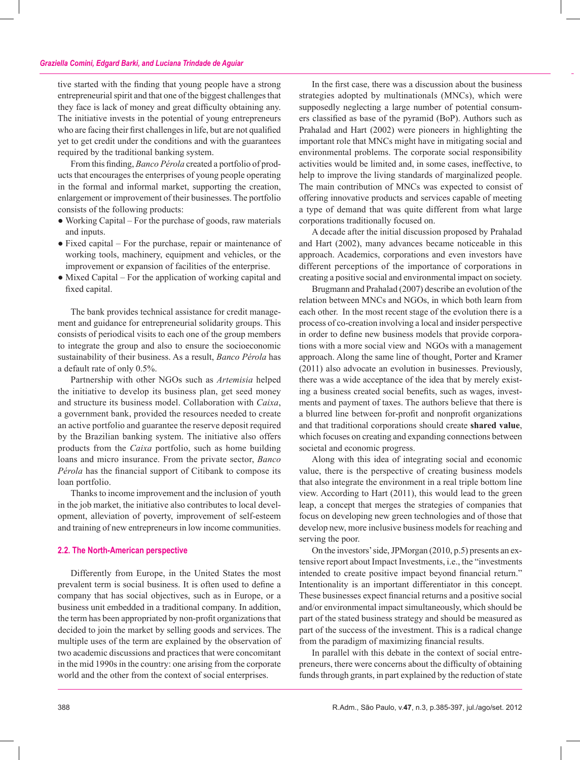tive started with the finding that young people have a strong entrepreneurial spirit and that one of the biggest challenges that they face is lack of money and great difficulty obtaining any. The initiative invests in the potential of young entrepreneurs who are facing their first challenges in life, but are not qualified yet to get credit under the conditions and with the guarantees required by the traditional banking system.

From this finding, *Banco Pérola* created a portfolio of products that encourages the enterprises of young people operating in the formal and informal market, supporting the creation, enlargement or improvement of their businesses. The portfolio consists of the following products:

- Working Capital – For the purchase of goods, raw materials and inputs.
- Fixed capital – For the purchase, repair or maintenance of working tools, machinery, equipment and vehicles, or the improvement or expansion of facilities of the enterprise.
- Mixed Capital – For the application of working capital and fixed capital.

The bank provides technical assistance for credit management and guidance for entrepreneurial solidarity groups. This consists of periodical visits to each one of the group members to integrate the group and also to ensure the socioeconomic sustainability of their business. As a result, *Banco Pérola* has a default rate of only 0.5%.

Partnership with other NGOs such as *Artemisia* helped the initiative to develop its business plan, get seed money and structure its business model. Collaboration with *Caixa*, a government bank, provided the resources needed to create an active portfolio and guarantee the reserve deposit required by the Brazilian banking system. The initiative also offers products from the *Caixa* portfolio, such as home building loans and micro insurance. From the private sector, *Banco Pérola* has the financial support of Citibank to compose its loan portfolio.

Thanks to income improvement and the inclusion of youth in the job market, the initiative also contributes to local development, alleviation of poverty, improvement of self-esteem and training of new entrepreneurs in low income communities.

### 2.2. The North-American perspective

Differently from Europe, in the United States the most prevalent term is social business. It is often used to define a company that has social objectives, such as in Europe, or a business unit embedded in a traditional company. In addition, the term has been appropriated by non-profit organizations that decided to join the market by selling goods and services. The multiple uses of the term are explained by the observation of two academic discussions and practices that were concomitant in the mid 1990s in the country: one arising from the corporate world and the other from the context of social enterprises.

In the first case, there was a discussion about the business strategies adopted by multinationals (MNCs), which were supposedly neglecting a large number of potential consumers classified as base of the pyramid (BoP). Authors such as Prahalad and Hart (2002) were pioneers in highlighting the important role that MNCs might have in mitigating social and environmental problems. The corporate social responsibility activities would be limited and, in some cases, ineffective, to help to improve the living standards of marginalized people. The main contribution of MNCs was expected to consist of offering innovative products and services capable of meeting a type of demand that was quite different from what large corporations traditionally focused on.

A decade after the initial discussion proposed by Prahalad and Hart (2002), many advances became noticeable in this approach. Academics, corporations and even investors have different perceptions of the importance of corporations in creating a positive social and environmental impact on society.

Brugmann and Prahalad (2007) describe an evolution of the relation between MNCs and NGOs, in which both learn from each other. In the most recent stage of the evolution there is a process of co-creation involving a local and insider perspective in order to define new business models that provide corporations with a more social view and NGOs with a management approach. Along the same line of thought, Porter and Kramer (2011) also advocate an evolution in businesses. Previously, there was a wide acceptance of the idea that by merely existing a business created social benefits, such as wages, investments and payment of taxes. The authors believe that there is a blurred line between for-profit and nonprofit organizations and that traditional corporations should create **shared value**, which focuses on creating and expanding connections between societal and economic progress.

Along with this idea of integrating social and economic value, there is the perspective of creating business models that also integrate the environment in a real triple bottom line view. According to Hart (2011), this would lead to the green leap, a concept that merges the strategies of companies that focus on developing new green technologies and of those that develop new, more inclusive business models for reaching and serving the poor.

On the investors' side, JPMorgan (2010, p.5) presents an extensive report about Impact Investments, i.e., the "investments intended to create positive impact beyond financial return." Intentionality is an important differentiator in this concept. These businesses expect financial returns and a positive social and/or environmental impact simultaneously, which should be part of the stated business strategy and should be measured as part of the success of the investment. This is a radical change from the paradigm of maximizing financial results.

In parallel with this debate in the context of social entrepreneurs, there were concerns about the difficulty of obtaining funds through grants, in part explained by the reduction of state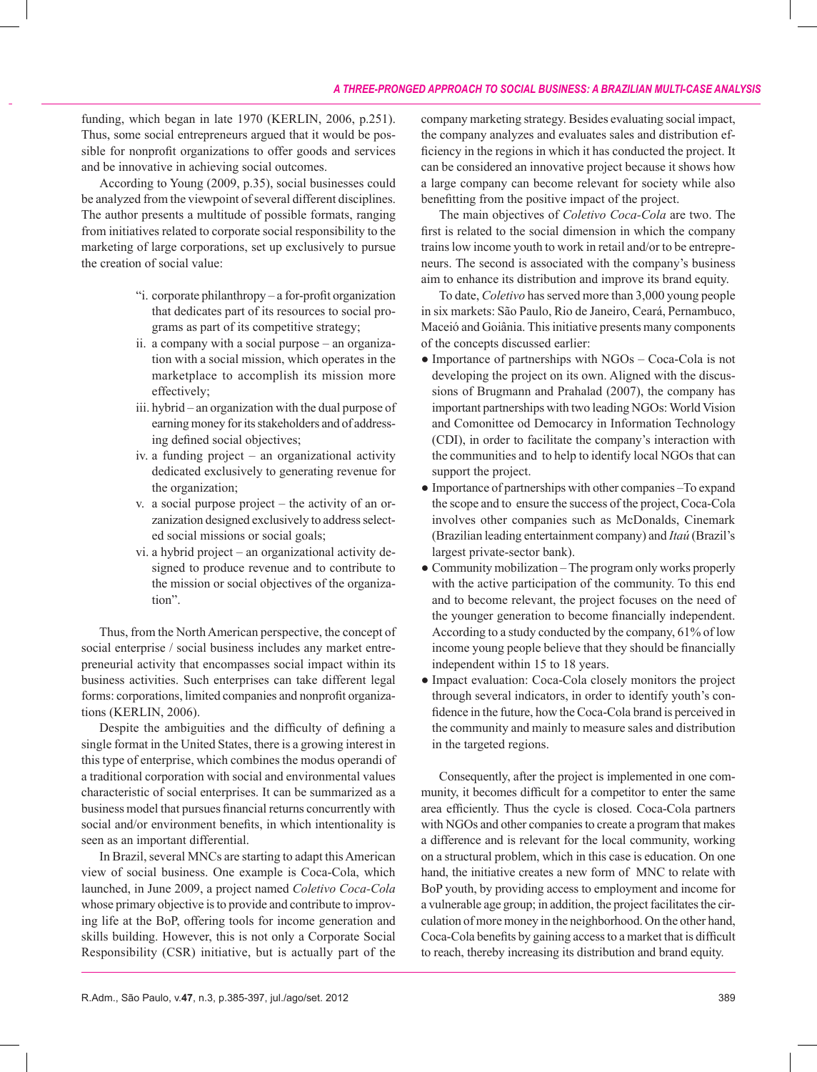funding, which began in late 1970 (KERLIN, 2006, p.251). Thus, some social entrepreneurs argued that it would be possible for nonprofit organizations to offer goods and services and be innovative in achieving social outcomes.

According to Young (2009, p.35), social businesses could be analyzed from the viewpoint of several different disciplines. The author presents a multitude of possible formats, ranging from initiatives related to corporate social responsibility to the marketing of large corporations, set up exclusively to pursue the creation of social value:

> "i. corporate philanthropy – a for-profit organization that dedicates part of its resources to social programs as part of its competitive strategy;
> ii. a company with a social purpose – an organization with a social mission, which operates in the marketplace to accomplish its mission more effectively;
> iii. hybrid – an organization with the dual purpose of earning money for its stakeholders and of addressing defined social objectives;
> iv. a funding project – an organizational activity dedicated exclusively to generating revenue for the organization;
> v. a social purpose project – the activity of an orzanization designed exclusively to address selected social missions or social goals;
> vi. a hybrid project – an organizational activity designed to produce revenue and to contribute to the mission or social objectives of the organization".

Thus, from the North American perspective, the concept of social enterprise / social business includes any market entrepreneurial activity that encompasses social impact within its business activities. Such enterprises can take different legal forms: corporations, limited companies and nonprofit organizations (KERLIN, 2006).

Despite the ambiguities and the difficulty of defining a single format in the United States, there is a growing interest in this type of enterprise, which combines the modus operandi of a traditional corporation with social and environmental values characteristic of social enterprises. It can be summarized as a business model that pursues financial returns concurrently with social and/or environment benefits, in which intentionality is seen as an important differential.

In Brazil, several MNCs are starting to adapt this American view of social business. One example is Coca-Cola, which launched, in June 2009, a project named *Coletivo Coca-Cola* whose primary objective is to provide and contribute to improving life at the BoP, offering tools for income generation and skills building. However, this is not only a Corporate Social Responsibility (CSR) initiative, but is actually part of the company marketing strategy. Besides evaluating social impact, the company analyzes and evaluates sales and distribution efficiency in the regions in which it has conducted the project. It can be considered an innovative project because it shows how a large company can become relevant for society while also benefitting from the positive impact of the project.

The main objectives of *Coletivo Coca-Cola* are two. The first is related to the social dimension in which the company trains low income youth to work in retail and/or to be entrepreneurs. The second is associated with the company's business aim to enhance its distribution and improve its brand equity.

To date, *Coletivo* has served more than 3,000 young people in six markets: São Paulo, Rio de Janeiro, Ceará, Pernambuco, Maceió and Goiânia. This initiative presents many components of the concepts discussed earlier:

- Importance of partnerships with NGOs – Coca-Cola is not developing the project on its own. Aligned with the discussions of Brugmann and Prahalad (2007), the company has important partnerships with two leading NGOs: World Vision and Comonittee od Democarcy in Information Technology (CDI), in order to facilitate the company's interaction with the communities and to help to identify local NGOs that can support the project.
- Importance of partnerships with other companies –To expand the scope and to ensure the success of the project, Coca-Cola involves other companies such as McDonalds, Cinemark (Brazilian leading entertainment company) and *Itaú* (Brazil's largest private-sector bank).
- Community mobilization – The program only works properly with the active participation of the community. To this end and to become relevant, the project focuses on the need of the younger generation to become financially independent. According to a study conducted by the company, 61% of low income young people believe that they should be financially independent within 15 to 18 years.
- Impact evaluation: Coca-Cola closely monitors the project through several indicators, in order to identify youth's confidence in the future, how the Coca-Cola brand is perceived in the community and mainly to measure sales and distribution in the targeted regions.

Consequently, after the project is implemented in one community, it becomes difficult for a competitor to enter the same area efficiently. Thus the cycle is closed. Coca-Cola partners with NGOs and other companies to create a program that makes a difference and is relevant for the local community, working on a structural problem, which in this case is education. On one hand, the initiative creates a new form of MNC to relate with BoP youth, by providing access to employment and income for a vulnerable age group; in addition, the project facilitates the circulation of more money in the neighborhood. On the other hand, Coca-Cola benefits by gaining access to a market that is difficult to reach, thereby increasing its distribution and brand equity.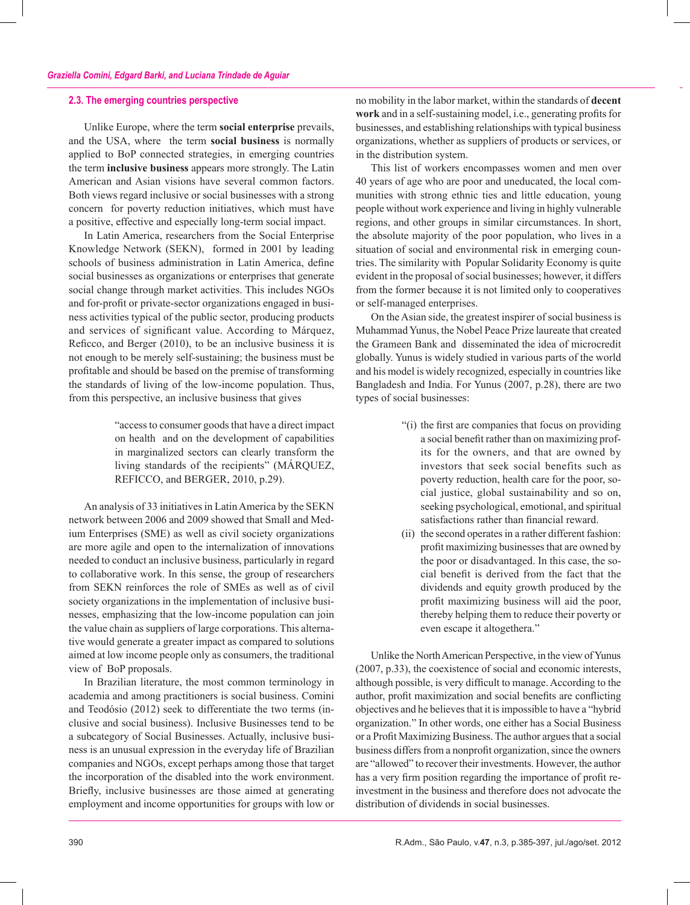### 2.3. The emerging countries perspective

Unlike Europe, where the term **social enterprise** prevails, and the USA, where the term **social business** is normally applied to BoP connected strategies, in emerging countries the term **inclusive business** appears more strongly. The Latin American and Asian visions have several common factors. Both views regard inclusive or social businesses with a strong concern for poverty reduction initiatives, which must have a positive, effective and especially long-term social impact.

In Latin America, researchers from the Social Enterprise Knowledge Network (SEKN), formed in 2001 by leading schools of business administration in Latin America, define social businesses as organizations or enterprises that generate social change through market activities. This includes NGOs and for-profit or private-sector organizations engaged in business activities typical of the public sector, producing products and services of significant value. According to Márquez, Reficco, and Berger (2010), to be an inclusive business it is not enough to be merely self-sustaining; the business must be profitable and should be based on the premise of transforming the standards of living of the low-income population. Thus, from this perspective, an inclusive business that gives

> "access to consumer goods that have a direct impact on health and on the development of capabilities in marginalized sectors can clearly transform the living standards of the recipients" (MÁRQUEZ, REFICCO, and BERGER, 2010, p.29).

An analysis of 33 initiatives in Latin America by the SEKN network between 2006 and 2009 showed that Small and Medium Enterprises (SME) as well as civil society organizations are more agile and open to the internalization of innovations needed to conduct an inclusive business, particularly in regard to collaborative work. In this sense, the group of researchers from SEKN reinforces the role of SMEs as well as of civil society organizations in the implementation of inclusive businesses, emphasizing that the low-income population can join the value chain as suppliers of large corporations. This alternative would generate a greater impact as compared to solutions aimed at low income people only as consumers, the traditional view of BoP proposals.

In Brazilian literature, the most common terminology in academia and among practitioners is social business. Comini and Teodósio (2012) seek to differentiate the two terms (inclusive and social business). Inclusive Businesses tend to be a subcategory of Social Businesses. Actually, inclusive business is an unusual expression in the everyday life of Brazilian companies and NGOs, except perhaps among those that target the incorporation of the disabled into the work environment. Briefly, inclusive businesses are those aimed at generating employment and income opportunities for groups with low or no mobility in the labor market, within the standards of **decent work** and in a self-sustaining model, i.e., generating profits for businesses, and establishing relationships with typical business organizations, whether as suppliers of products or services, or in the distribution system.

This list of workers encompasses women and men over 40 years of age who are poor and uneducated, the local communities with strong ethnic ties and little education, young people without work experience and living in highly vulnerable regions, and other groups in similar circumstances. In short, the absolute majority of the poor population, who lives in a situation of social and environmental risk in emerging countries. The similarity with Popular Solidarity Economy is quite evident in the proposal of social businesses; however, it differs from the former because it is not limited only to cooperatives or self-managed enterprises.

On the Asian side, the greatest inspirer of social business is Muhammad Yunus, the Nobel Peace Prize laureate that created the Grameen Bank and disseminated the idea of microcredit globally. Yunus is widely studied in various parts of the world and his model is widely recognized, especially in countries like Bangladesh and India. For Yunus (2007, p.28), there are two types of social businesses:

> "(i) the first are companies that focus on providing a social benefit rather than on maximizing profits for the owners, and that are owned by investors that seek social benefits such as poverty reduction, health care for the poor, social justice, global sustainability and so on, seeking psychological, emotional, and spiritual satisfactions rather than financial reward.
>
> (ii) the second operates in a rather different fashion: profit maximizing businesses that are owned by the poor or disadvantaged. In this case, the social benefit is derived from the fact that the dividends and equity growth produced by the profit maximizing business will aid the poor, thereby helping them to reduce their poverty or even escape it altogethera."

Unlike the North American Perspective, in the view of Yunus (2007, p.33), the coexistence of social and economic interests, although possible, is very difficult to manage. According to the author, profit maximization and social benefits are conflicting objectives and he believes that it is impossible to have a "hybrid organization." In other words, one either has a Social Business or a Profit Maximizing Business. The author argues that a social business differs from a nonprofit organization, since the owners are "allowed" to recover their investments. However, the author has a very firm position regarding the importance of profit reinvestment in the business and therefore does not advocate the distribution of dividends in social businesses.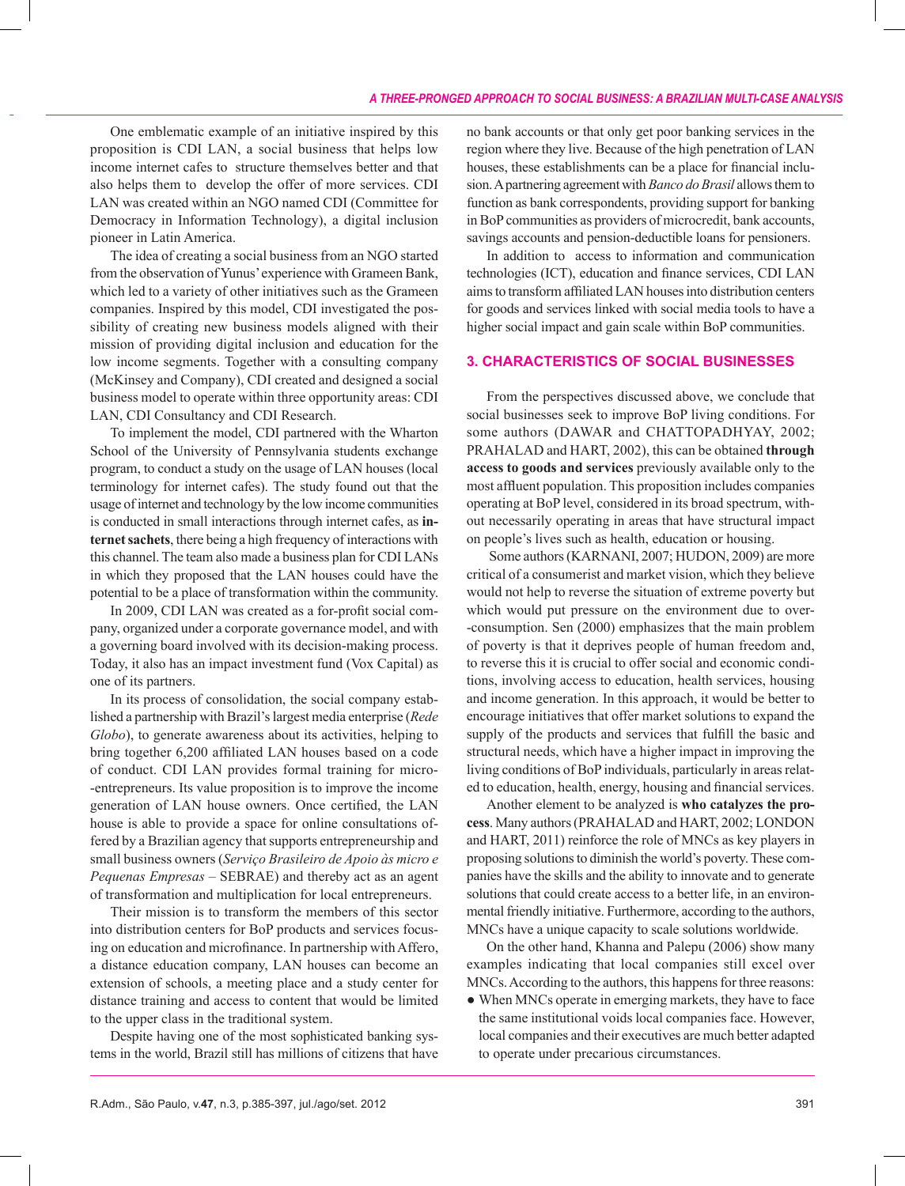One emblematic example of an initiative inspired by this proposition is CDI LAN, a social business that helps low income internet cafes to structure themselves better and that also helps them to develop the offer of more services. CDI LAN was created within an NGO named CDI (Committee for Democracy in Information Technology), a digital inclusion pioneer in Latin America.

The idea of creating a social business from an NGO started from the observation of Yunus' experience with Grameen Bank, which led to a variety of other initiatives such as the Grameen companies. Inspired by this model, CDI investigated the possibility of creating new business models aligned with their mission of providing digital inclusion and education for the low income segments. Together with a consulting company (McKinsey and Company), CDI created and designed a social business model to operate within three opportunity areas: CDI LAN, CDI Consultancy and CDI Research.

To implement the model, CDI partnered with the Wharton School of the University of Pennsylvania students exchange program, to conduct a study on the usage of LAN houses (local terminology for internet cafes). The study found out that the usage of internet and technology by the low income communities is conducted in small interactions through internet cafes, as **internet sachets**, there being a high frequency of interactions with this channel. The team also made a business plan for CDI LANs in which they proposed that the LAN houses could have the potential to be a place of transformation within the community.

In 2009, CDI LAN was created as a for-profit social company, organized under a corporate governance model, and with a governing board involved with its decision-making process. Today, it also has an impact investment fund (Vox Capital) as one of its partners.

In its process of consolidation, the social company established a partnership with Brazil's largest media enterprise (*Rede Globo*), to generate awareness about its activities, helping to bring together 6,200 affiliated LAN houses based on a code of conduct. CDI LAN provides formal training for micro-entrepreneurs. Its value proposition is to improve the income generation of LAN house owners. Once certified, the LAN house is able to provide a space for online consultations offered by a Brazilian agency that supports entrepreneurship and small business owners (*Serviço Brasileiro de Apoio às micro e Pequenas Empresas* – SEBRAE) and thereby act as an agent of transformation and multiplication for local entrepreneurs.

Their mission is to transform the members of this sector into distribution centers for BoP products and services focusing on education and microfinance. In partnership with Affero, a distance education company, LAN houses can become an extension of schools, a meeting place and a study center for distance training and access to content that would be limited to the upper class in the traditional system.

Despite having one of the most sophisticated banking systems in the world, Brazil still has millions of citizens that have no bank accounts or that only get poor banking services in the region where they live. Because of the high penetration of LAN houses, these establishments can be a place for financial inclusion. A partnering agreement with *Banco do Brasil* allows them to function as bank correspondents, providing support for banking in BoP communities as providers of microcredit, bank accounts, savings accounts and pension-deductible loans for pensioners.

In addition to access to information and communication technologies (ICT), education and finance services, CDI LAN aims to transform affiliated LAN houses into distribution centers for goods and services linked with social media tools to have a higher social impact and gain scale within BoP communities.

## 3. CHARACTERISTICS OF SOCIAL BUSINESSES

From the perspectives discussed above, we conclude that social businesses seek to improve BoP living conditions. For some authors (DAWAR and CHATTOPADHYAY, 2002; PRAHALAD and HART, 2002), this can be obtained **through access to goods and services** previously available only to the most affluent population. This proposition includes companies operating at BoP level, considered in its broad spectrum, without necessarily operating in areas that have structural impact on people's lives such as health, education or housing.

Some authors (KARNANI, 2007; HUDON, 2009) are more critical of a consumerist and market vision, which they believe would not help to reverse the situation of extreme poverty but which would put pressure on the environment due to over-consumption. Sen (2000) emphasizes that the main problem of poverty is that it deprives people of human freedom and, to reverse this it is crucial to offer social and economic conditions, involving access to education, health services, housing and income generation. In this approach, it would be better to encourage initiatives that offer market solutions to expand the supply of the products and services that fulfill the basic and structural needs, which have a higher impact in improving the living conditions of BoP individuals, particularly in areas related to education, health, energy, housing and financial services.

Another element to be analyzed is **who catalyzes the process**. Many authors (PRAHALAD and HART, 2002; LONDON and HART, 2011) reinforce the role of MNCs as key players in proposing solutions to diminish the world's poverty. These companies have the skills and the ability to innovate and to generate solutions that could create access to a better life, in an environmental friendly initiative. Furthermore, according to the authors, MNCs have a unique capacity to scale solutions worldwide.

On the other hand, Khanna and Palepu (2006) show many examples indicating that local companies still excel over MNCs. According to the authors, this happens for three reasons:

- When MNCs operate in emerging markets, they have to face the same institutional voids local companies face. However, local companies and their executives are much better adapted to operate under precarious circumstances.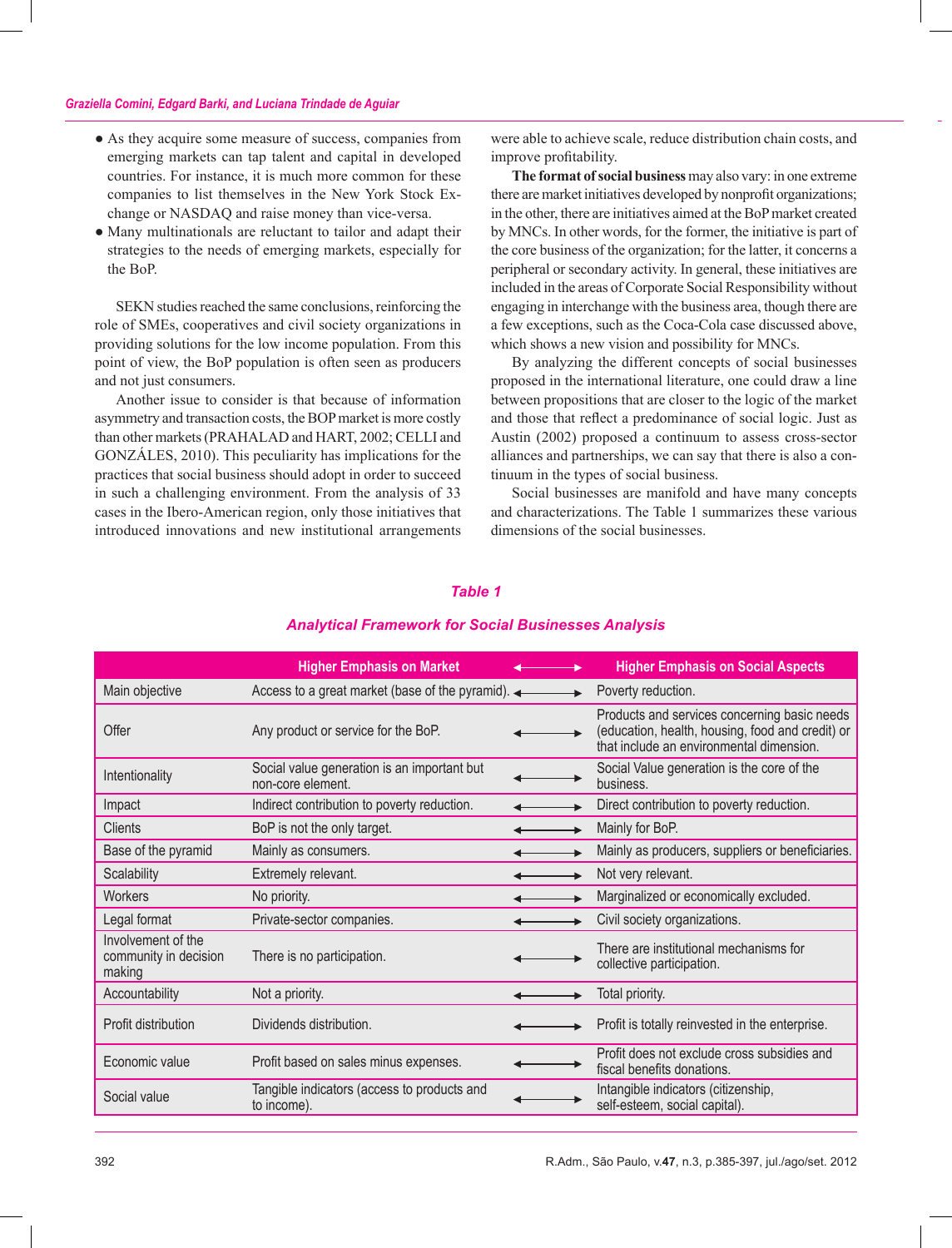- As they acquire some measure of success, companies from emerging markets can tap talent and capital in developed countries. For instance, it is much more common for these companies to list themselves in the New York Stock Exchange or NASDAQ and raise money than vice-versa.
- Many multinationals are reluctant to tailor and adapt their strategies to the needs of emerging markets, especially for the BoP.

SEKN studies reached the same conclusions, reinforcing the role of SMEs, cooperatives and civil society organizations in providing solutions for the low income population. From this point of view, the BoP population is often seen as producers and not just consumers.

Another issue to consider is that because of information asymmetry and transaction costs, the BOP market is more costly than other markets (PRAHALAD and HART, 2002; CELLI and GONZÁLES, 2010). This peculiarity has implications for the practices that social business should adopt in order to succeed in such a challenging environment. From the analysis of 33 cases in the Ibero-American region, only those initiatives that introduced innovations and new institutional arrangements were able to achieve scale, reduce distribution chain costs, and improve profitability.

**The format of social business** may also vary: in one extreme there are market initiatives developed by nonprofit organizations; in the other, there are initiatives aimed at the BoP market created by MNCs. In other words, for the former, the initiative is part of the core business of the organization; for the latter, it concerns a peripheral or secondary activity. In general, these initiatives are included in the areas of Corporate Social Responsibility without engaging in interchange with the business area, though there are a few exceptions, such as the Coca-Cola case discussed above, which shows a new vision and possibility for MNCs.

By analyzing the different concepts of social businesses proposed in the international literature, one could draw a line between propositions that are closer to the logic of the market and those that reflect a predominance of social logic. Just as Austin (2002) proposed a continuum to assess cross-sector alliances and partnerships, we can say that there is also a continuum in the types of social business.

Social businesses are manifold and have many concepts and characterizations. The Table 1 summarizes these various dimensions of the social businesses.

***Table 1***

***Analytical Framework for Social Businesses Analysis***

| | Higher Emphasis on Market | ←→ | Higher Emphasis on Social Aspects |
|---|---|---|---|
| Main objective | Access to a great market (base of the pyramid). | ←→ | Poverty reduction. |
| Offer | Any product or service for the BoP. | ←→ | Products and services concerning basic needs (education, health, housing, food and credit) or that include an environmental dimension. |
| Intentionality | Social value generation is an important but non-core element. | ←→ | Social Value generation is the core of the business. |
| Impact | Indirect contribution to poverty reduction. | ←→ | Direct contribution to poverty reduction. |
| Clients | BoP is not the only target. | ←→ | Mainly for BoP. |
| Base of the pyramid | Mainly as consumers. | ←→ | Mainly as producers, suppliers or beneficiaries. |
| Scalability | Extremely relevant. | ←→ | Not very relevant. |
| Workers | No priority. | ←→ | Marginalized or economically excluded. |
| Legal format | Private-sector companies. | ←→ | Civil society organizations. |
| Involvement of the community in decision making | There is no participation. | ←→ | There are institutional mechanisms for collective participation. |
| Accountability | Not a priority. | ←→ | Total priority. |
| Profit distribution | Dividends distribution. | ←→ | Profit is totally reinvested in the enterprise. |
| Economic value | Profit based on sales minus expenses. | ←→ | Profit does not exclude cross subsidies and fiscal benefits donations. |
| Social value | Tangible indicators (access to products and to income). | ←→ | Intangible indicators (citizenship, self-esteem, social capital). |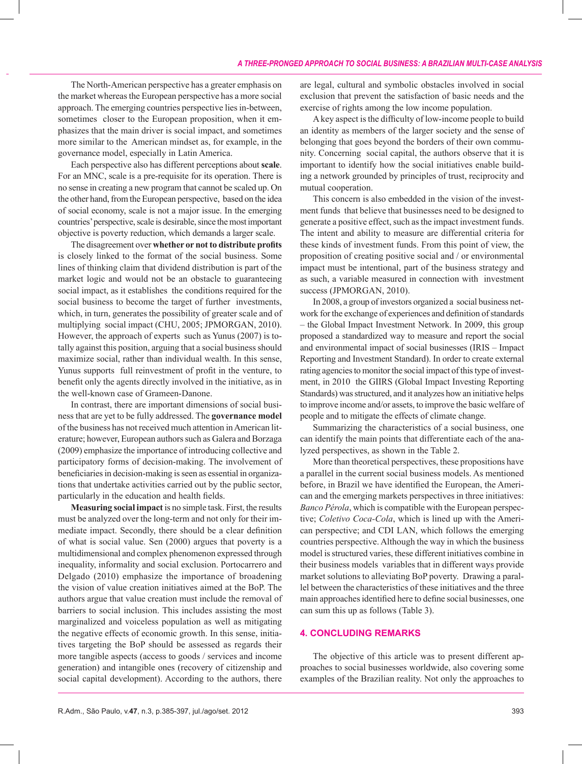The North-American perspective has a greater emphasis on the market whereas the European perspective has a more social approach. The emerging countries perspective lies in-between, sometimes closer to the European proposition, when it emphasizes that the main driver is social impact, and sometimes more similar to the American mindset as, for example, in the governance model, especially in Latin America.

Each perspective also has different perceptions about **scale**. For an MNC, scale is a pre-requisite for its operation. There is no sense in creating a new program that cannot be scaled up. On the other hand, from the European perspective, based on the idea of social economy, scale is not a major issue. In the emerging countries' perspective, scale is desirable, since the most important objective is poverty reduction, which demands a larger scale.

The disagreement over **whether or not to distribute profits** is closely linked to the format of the social business. Some lines of thinking claim that dividend distribution is part of the market logic and would not be an obstacle to guaranteeing social impact, as it establishes the conditions required for the social business to become the target of further investments, which, in turn, generates the possibility of greater scale and of multiplying social impact (CHU, 2005; JPMORGAN, 2010). However, the approach of experts such as Yunus (2007) is totally against this position, arguing that a social business should maximize social, rather than individual wealth. In this sense, Yunus supports full reinvestment of profit in the venture, to benefit only the agents directly involved in the initiative, as in the well-known case of Grameen-Danone.

In contrast, there are important dimensions of social business that are yet to be fully addressed. The **governance model** of the business has not received much attention in American literature; however, European authors such as Galera and Borzaga (2009) emphasize the importance of introducing collective and participatory forms of decision-making. The involvement of beneficiaries in decision-making is seen as essential in organizations that undertake activities carried out by the public sector, particularly in the education and health fields.

**Measuring social impact** is no simple task. First, the results must be analyzed over the long-term and not only for their immediate impact. Secondly, there should be a clear definition of what is social value. Sen (2000) argues that poverty is a multidimensional and complex phenomenon expressed through inequality, informality and social exclusion. Portocarrero and Delgado (2010) emphasize the importance of broadening the vision of value creation initiatives aimed at the BoP. The authors argue that value creation must include the removal of barriers to social inclusion. This includes assisting the most marginalized and voiceless population as well as mitigating the negative effects of economic growth. In this sense, initiatives targeting the BoP should be assessed as regards their more tangible aspects (access to goods / services and income generation) and intangible ones (recovery of citizenship and social capital development). According to the authors, there are legal, cultural and symbolic obstacles involved in social exclusion that prevent the satisfaction of basic needs and the exercise of rights among the low income population.

A key aspect is the difficulty of low-income people to build an identity as members of the larger society and the sense of belonging that goes beyond the borders of their own community. Concerning social capital, the authors observe that it is important to identify how the social initiatives enable building a network grounded by principles of trust, reciprocity and mutual cooperation.

This concern is also embedded in the vision of the investment funds that believe that businesses need to be designed to generate a positive effect, such as the impact investment funds. The intent and ability to measure are differential criteria for these kinds of investment funds. From this point of view, the proposition of creating positive social and / or environmental impact must be intentional, part of the business strategy and as such, a variable measured in connection with investment success (JPMORGAN, 2010).

In 2008, a group of investors organized a social business network for the exchange of experiences and definition of standards – the Global Impact Investment Network. In 2009, this group proposed a standardized way to measure and report the social and environmental impact of social businesses (IRIS – Impact Reporting and Investment Standard). In order to create external rating agencies to monitor the social impact of this type of investment, in 2010 the GIIRS (Global Impact Investing Reporting Standards) was structured, and it analyzes how an initiative helps to improve income and/or assets, to improve the basic welfare of people and to mitigate the effects of climate change.

Summarizing the characteristics of a social business, one can identify the main points that differentiate each of the analyzed perspectives, as shown in the Table 2.

More than theoretical perspectives, these propositions have a parallel in the current social business models. As mentioned before, in Brazil we have identified the European, the American and the emerging markets perspectives in three initiatives: *Banco Pérola*, which is compatible with the European perspective; *Coletivo Coca-Cola*, which is lined up with the American perspective; and CDI LAN, which follows the emerging countries perspective. Although the way in which the business model is structured varies, these different initiatives combine in their business models variables that in different ways provide market solutions to alleviating BoP poverty. Drawing a parallel between the characteristics of these initiatives and the three main approaches identified here to define social businesses, one can sum this up as follows (Table 3).

## 4. CONCLUDING REMARKS

The objective of this article was to present different approaches to social businesses worldwide, also covering some examples of the Brazilian reality. Not only the approaches to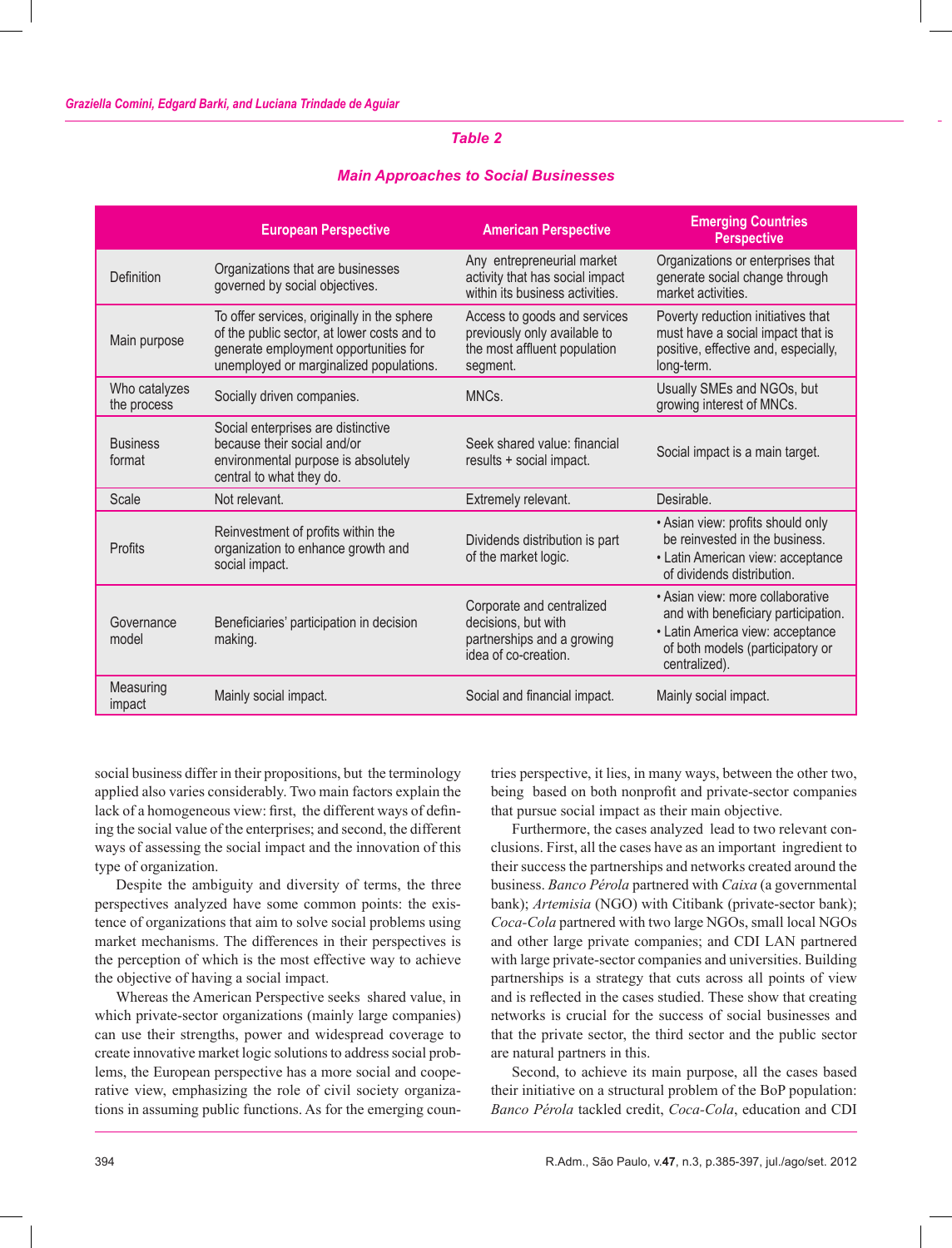*Table 2*

***Main Approaches to Social Businesses***

| | European Perspective | American Perspective | Emerging Countries Perspective |
|---|---|---|---|
| Definition | Organizations that are businesses governed by social objectives. | Any entrepreneurial market activity that has social impact within its business activities. | Organizations or enterprises that generate social change through market activities. |
| Main purpose | To offer services, originally in the sphere of the public sector, at lower costs and to generate employment opportunities for unemployed or marginalized populations. | Access to goods and services previously only available to the most affluent population segment. | Poverty reduction initiatives that must have a social impact that is positive, effective and, especially, long-term. |
| Who catalyzes the process | Socially driven companies. | MNCs. | Usually SMEs and NGOs, but growing interest of MNCs. |
| Business format | Social enterprises are distinctive because their social and/or environmental purpose is absolutely central to what they do. | Seek shared value: financial results + social impact. | Social impact is a main target. |
| Scale | Not relevant. | Extremely relevant. | Desirable. |
| Profits | Reinvestment of profits within the organization to enhance growth and social impact. | Dividends distribution is part of the market logic. | • Asian view: profits should only be reinvested in the business. • Latin American view: acceptance of dividends distribution. |
| Governance model | Beneficiaries' participation in decision making. | Corporate and centralized decisions, but with partnerships and a growing idea of co-creation. | • Asian view: more collaborative and with beneficiary participation. • Latin America view: acceptance of both models (participatory or centralized). |
| Measuring impact | Mainly social impact. | Social and financial impact. | Mainly social impact. |

social business differ in their propositions, but the terminology applied also varies considerably. Two main factors explain the lack of a homogeneous view: first, the different ways of defining the social value of the enterprises; and second, the different ways of assessing the social impact and the innovation of this type of organization.

Despite the ambiguity and diversity of terms, the three perspectives analyzed have some common points: the existence of organizations that aim to solve social problems using market mechanisms. The differences in their perspectives is the perception of which is the most effective way to achieve the objective of having a social impact.

Whereas the American Perspective seeks shared value, in which private-sector organizations (mainly large companies) can use their strengths, power and widespread coverage to create innovative market logic solutions to address social problems, the European perspective has a more social and cooperative view, emphasizing the role of civil society organizations in assuming public functions. As for the emerging countries perspective, it lies, in many ways, between the other two, being based on both nonprofit and private-sector companies that pursue social impact as their main objective.

Furthermore, the cases analyzed lead to two relevant conclusions. First, all the cases have as an important ingredient to their success the partnerships and networks created around the business. *Banco Pérola* partnered with *Caixa* (a governmental bank); *Artemisia* (NGO) with Citibank (private-sector bank); *Coca-Cola* partnered with two large NGOs, small local NGOs and other large private companies; and CDI LAN partnered with large private-sector companies and universities. Building partnerships is a strategy that cuts across all points of view and is reflected in the cases studied. These show that creating networks is crucial for the success of social businesses and that the private sector, the third sector and the public sector are natural partners in this.

Second, to achieve its main purpose, all the cases based their initiative on a structural problem of the BoP population: *Banco Pérola* tackled credit, *Coca-Cola*, education and CDI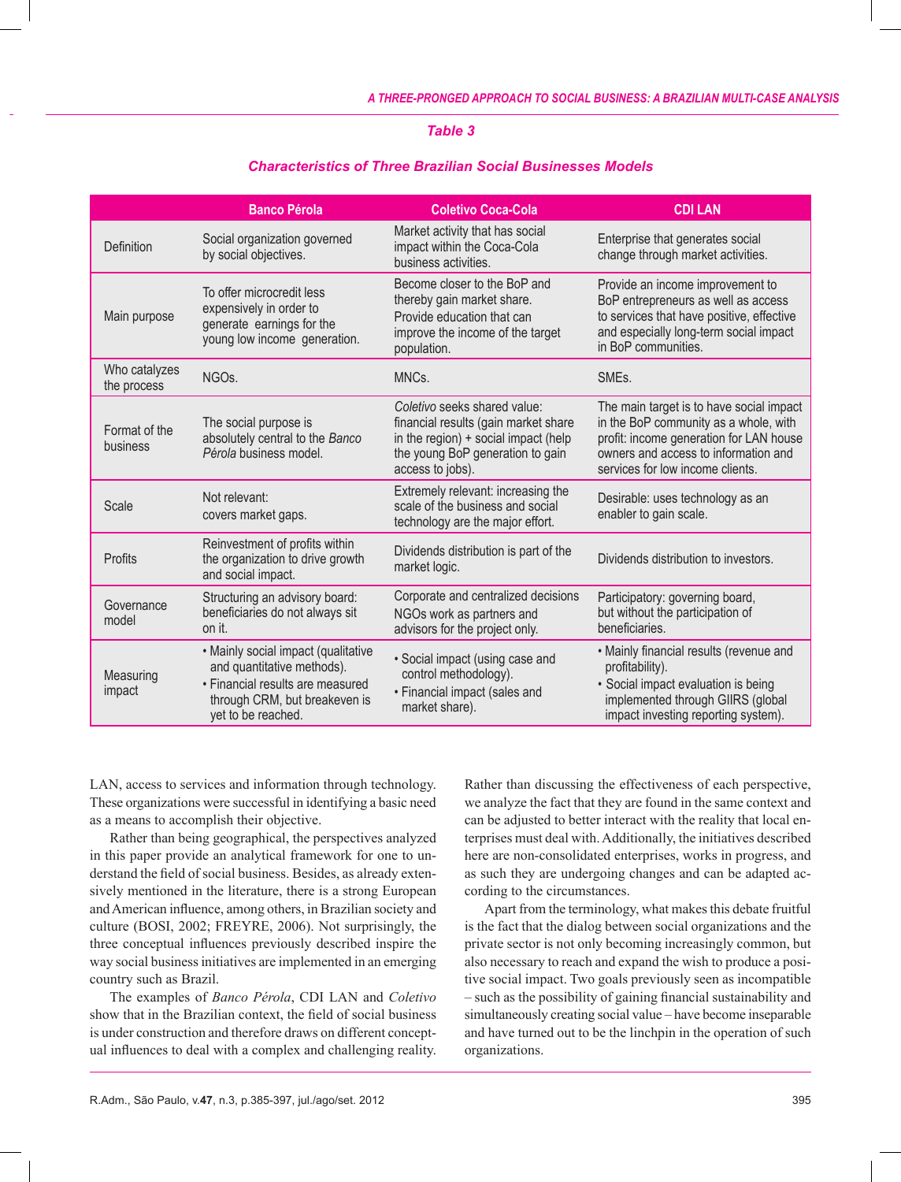*Table 3*

***Characteristics of Three Brazilian Social Businesses Models***

| | Banco Pérola | Coletivo Coca-Cola | CDI LAN |
|---|---|---|---|
| Definition | Social organization governed by social objectives. | Market activity that has social impact within the Coca-Cola business activities. | Enterprise that generates social change through market activities. |
| Main purpose | To offer microcredit less expensively in order to generate earnings for the young low income generation. | Become closer to the BoP and thereby gain market share. Provide education that can improve the income of the target population. | Provide an income improvement to BoP entrepreneurs as well as access to services that have positive, effective and especially long-term social impact in BoP communities. |
| Who catalyzes the process | NGOs. | MNCs. | SMEs. |
| Format of the business | The social purpose is absolutely central to the *Banco Pérola* business model. | *Coletivo* seeks shared value: financial results (gain market share in the region) + social impact (help the young BoP generation to gain access to jobs). | The main target is to have social impact in the BoP community as a whole, with profit: income generation for LAN house owners and access to information and services for low income clients. |
| Scale | Not relevant: covers market gaps. | Extremely relevant: increasing the scale of the business and social technology are the major effort. | Desirable: uses technology as an enabler to gain scale. |
| Profits | Reinvestment of profits within the organization to drive growth and social impact. | Dividends distribution is part of the market logic. | Dividends distribution to investors. |
| Governance model | Structuring an advisory board: beneficiaries do not always sit on it. | Corporate and centralized decisions NGOs work as partners and advisors for the project only. | Participatory: governing board, but without the participation of beneficiaries. |
| Measuring impact | • Mainly social impact (qualitative and quantitative methods). • Financial results are measured through CRM, but breakeven is yet to be reached. | • Social impact (using case and control methodology). • Financial impact (sales and market share). | • Mainly financial results (revenue and profitability). • Social impact evaluation is being implemented through GIIRS (global impact investing reporting system). |

LAN, access to services and information through technology. These organizations were successful in identifying a basic need as a means to accomplish their objective.

Rather than being geographical, the perspectives analyzed in this paper provide an analytical framework for one to understand the field of social business. Besides, as already extensively mentioned in the literature, there is a strong European and American influence, among others, in Brazilian society and culture (BOSI, 2002; FREYRE, 2006). Not surprisingly, the three conceptual influences previously described inspire the way social business initiatives are implemented in an emerging country such as Brazil.

The examples of *Banco Pérola*, CDI LAN and *Coletivo* show that in the Brazilian context, the field of social business is under construction and therefore draws on different conceptual influences to deal with a complex and challenging reality. Rather than discussing the effectiveness of each perspective, we analyze the fact that they are found in the same context and can be adjusted to better interact with the reality that local enterprises must deal with. Additionally, the initiatives described here are non-consolidated enterprises, works in progress, and as such they are undergoing changes and can be adapted according to the circumstances.

Apart from the terminology, what makes this debate fruitful is the fact that the dialog between social organizations and the private sector is not only becoming increasingly common, but also necessary to reach and expand the wish to produce a positive social impact. Two goals previously seen as incompatible – such as the possibility of gaining financial sustainability and simultaneously creating social value – have become inseparable and have turned out to be the linchpin in the operation of such organizations.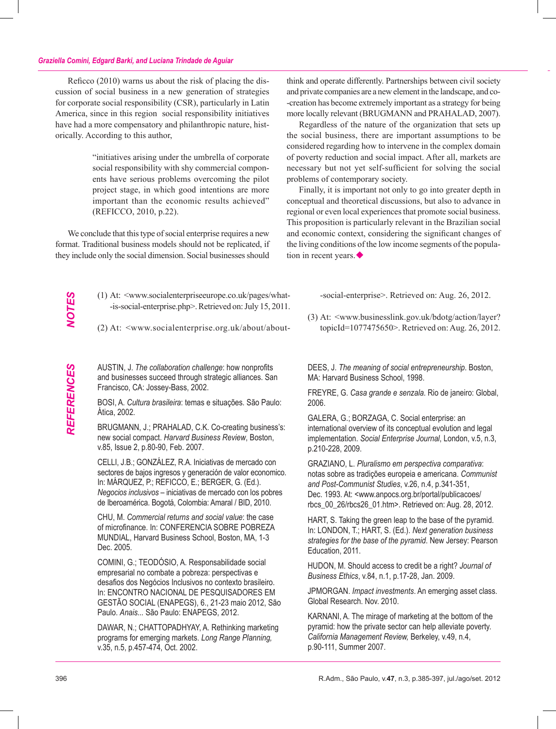Reficco (2010) warns us about the risk of placing the discussion of social business in a new generation of strategies for corporate social responsibility (CSR), particularly in Latin America, since in this region social responsibility initiatives have had a more compensatory and philanthropic nature, historically. According to this author,

> "initiatives arising under the umbrella of corporate social responsibility with shy commercial components have serious problems overcoming the pilot project stage, in which good intentions are more important than the economic results achieved" (REFICCO, 2010, p.22).

We conclude that this type of social enterprise requires a new format. Traditional business models should not be replicated, if they include only the social dimension. Social businesses should think and operate differently. Partnerships between civil society and private companies are a new element in the landscape, and co-creation has become extremely important as a strategy for being more locally relevant (BRUGMANN and PRAHALAD, 2007).

Regardless of the nature of the organization that sets up the social business, there are important assumptions to be considered regarding how to intervene in the complex domain of poverty reduction and social impact. After all, markets are necessary but not yet self-sufficient for solving the social problems of contemporary society.

Finally, it is important not only to go into greater depth in conceptual and theoretical discussions, but also to advance in regional or even local experiences that promote social business. This proposition is particularly relevant in the Brazilian social and economic context, considering the significant changes of the living conditions of the low income segments of the population in recent years.◆

## NOTES

(1) At: <www.socialenterpriseeurope.co.uk/pages/what-is-social-enterprise.php>. Retrieved on: July 15, 2011.

(2) At: <www.socialenterprise.org.uk/about/about-social-enterprise>. Retrieved on: Aug. 26, 2012.

(3) At: <www.businesslink.gov.uk/bdotg/action/layer?topicId=1077475650>. Retrieved on: Aug. 26, 2012.

## REFERENCES

AUSTIN, J. *The collaboration challenge*: how nonprofits and businesses succeed through strategic alliances. San Francisco, CA: Jossey-Bass, 2002.

BOSI, A. *Cultura brasileira*: temas e situações. São Paulo: Ática, 2002.

BRUGMANN, J.; PRAHALAD, C.K. Co-creating business's: new social compact. *Harvard Business Review*, Boston, v.85, Issue 2, p.80-90, Feb. 2007.

CELLI, J.B.; GONZÁLEZ, R.A. Iniciativas de mercado con sectores de bajos ingresos y generación de valor economico. In: MÁRQUEZ, P.; REFICCO, E.; BERGER, G. (Ed.). *Negocios inclusivos* – iniciativas de mercado con los pobres de Iberoamérica. Bogotá, Colombia: Amaral / BID, 2010.

CHU, M. *Commercial returns and social value*: the case of microfinance. In: CONFERENCIA SOBRE POBREZA MUNDIAL, Harvard Business School, Boston, MA, 1-3 Dec. 2005.

COMINI, G.; TEODÓSIO, A. Responsabilidade social empresarial no combate a pobreza: perspectivas e desafios dos Negócios Inclusivos no contexto brasileiro. In: ENCONTRO NACIONAL DE PESQUISADORES EM GESTÃO SOCIAL (ENAPEGS), 6., 21-23 maio 2012, São Paulo. *Anais...* São Paulo: ENAPEGS, 2012.

DAWAR, N.; CHATTOPADHYAY, A. Rethinking marketing programs for emerging markets. *Long Range Planning*, v.35, n.5, p.457-474, Oct. 2002.

DEES, J. *The meaning of social entrepreneurship*. Boston, MA: Harvard Business School, 1998.

FREYRE, G. *Casa grande e senzala*. Rio de janeiro: Global, 2006.

GALERA, G.; BORZAGA, C. Social enterprise: an international overview of its conceptual evolution and legal implementation. *Social Enterprise Journal*, London, v.5, n.3, p.210-228, 2009.

GRAZIANO, L. *Pluralismo em perspectiva comparativa*: notas sobre as tradições europeia e americana. *Communist and Post-Communist Studies*, v.26, n.4, p.341-351, Dec. 1993. At: <www.anpocs.org.br/portal/publicacoes/rbcs_00_26/rbcs26_01.htm>. Retrieved on: Aug. 28, 2012.

HART, S. Taking the green leap to the base of the pyramid. In: LONDON, T.; HART, S. (Ed.). *Next generation business strategies for the base of the pyramid*. New Jersey: Pearson Education, 2011.

HUDON, M. Should access to credit be a right? *Journal of Business Ethics*, v.84, n.1, p.17-28, Jan. 2009.

JPMORGAN. *Impact investments*. An emerging asset class. Global Research. Nov. 2010.

KARNANI, A. The mirage of marketing at the bottom of the pyramid: how the private sector can help alleviate poverty. *California Management Review,* Berkeley, v.49, n.4, p.90-111, Summer 2007.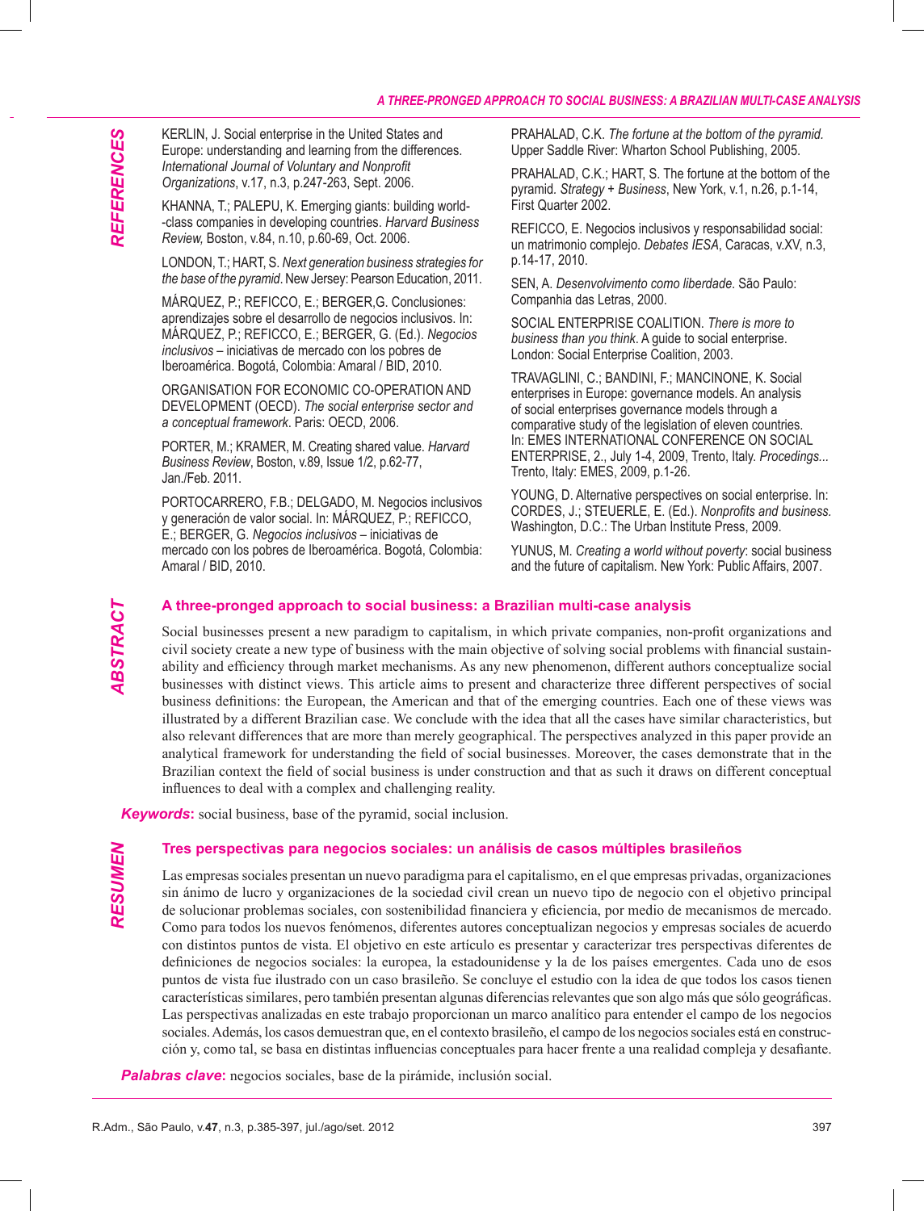## REFERENCES

KERLIN, J. Social enterprise in the United States and Europe: understanding and learning from the differences. *International Journal of Voluntary and Nonprofit Organizations*, v.17, n.3, p.247-263, Sept. 2006.

KHANNA, T.; PALEPU, K. Emerging giants: building world--class companies in developing countries. *Harvard Business Review,* Boston, v.84, n.10, p.60-69, Oct. 2006.

LONDON, T.; HART, S. *Next generation business strategies for the base of the pyramid*. New Jersey: Pearson Education, 2011.

MÁRQUEZ, P.; REFICCO, E.; BERGER,G. Conclusiones: aprendizajes sobre el desarrollo de negocios inclusivos. In: MÁRQUEZ, P.; REFICCO, E.; BERGER, G. (Ed.). *Negocios inclusivos* – iniciativas de mercado con los pobres de Iberoamérica. Bogotá, Colombia: Amaral / BID, 2010.

ORGANISATION FOR ECONOMIC CO-OPERATION AND DEVELOPMENT (OECD). *The social enterprise sector and a conceptual framework*. Paris: OECD, 2006.

PORTER, M.; KRAMER, M. Creating shared value. *Harvard Business Review*, Boston, v.89, Issue 1/2, p.62-77, Jan./Feb. 2011.

PORTOCARRERO, F.B.; DELGADO, M. Negocios inclusivos y generación de valor social. In: MÁRQUEZ, P.; REFICCO, E.; BERGER, G. *Negocios inclusivos* – iniciativas de mercado con los pobres de Iberoamérica. Bogotá, Colombia: Amaral / BID, 2010.

PRAHALAD, C.K. *The fortune at the bottom of the pyramid.* Upper Saddle River: Wharton School Publishing, 2005.

PRAHALAD, C.K.; HART, S. The fortune at the bottom of the pyramid. *Strategy + Business*, New York, v.1, n.26, p.1-14, First Quarter 2002.

REFICCO, E. Negocios inclusivos y responsabilidad social: un matrimonio complejo. *Debates IESA*, Caracas, v.XV, n.3, p.14-17, 2010.

SEN, A. *Desenvolvimento como liberdade.* São Paulo: Companhia das Letras, 2000.

SOCIAL ENTERPRISE COALITION. *There is more to business than you think*. A guide to social enterprise. London: Social Enterprise Coalition, 2003.

TRAVAGLINI, C.; BANDINI, F.; MANCINONE, K. Social enterprises in Europe: governance models. An analysis of social enterprises governance models through a comparative study of the legislation of eleven countries. In: EMES INTERNATIONAL CONFERENCE ON SOCIAL ENTERPRISE, 2., July 1-4, 2009, Trento, Italy. *Procedings...* Trento, Italy: EMES, 2009, p.1-26.

YOUNG, D. Alternative perspectives on social enterprise. In: CORDES, J.; STEUERLE, E. (Ed.). *Nonprofits and business.* Washington, D.C.: The Urban Institute Press, 2009.

YUNUS, M. *Creating a world without poverty*: social business and the future of capitalism. New York: Public Affairs, 2007.

## ABSTRACT

### A three-pronged approach to social business: a Brazilian multi-case analysis

Social businesses present a new paradigm to capitalism, in which private companies, non-profit organizations and civil society create a new type of business with the main objective of solving social problems with financial sustainability and efficiency through market mechanisms. As any new phenomenon, different authors conceptualize social businesses with distinct views. This article aims to present and characterize three different perspectives of social business definitions: the European, the American and that of the emerging countries. Each one of these views was illustrated by a different Brazilian case. We conclude with the idea that all the cases have similar characteristics, but also relevant differences that are more than merely geographical. The perspectives analyzed in this paper provide an analytical framework for understanding the field of social businesses. Moreover, the cases demonstrate that in the Brazilian context the field of social business is under construction and that as such it draws on different conceptual influences to deal with a complex and challenging reality.

***Keywords*:** social business, base of the pyramid, social inclusion.

## RESUMEN

### Tres perspectivas para negocios sociales: un análisis de casos múltiples brasileños

Las empresas sociales presentan un nuevo paradigma para el capitalismo, en el que empresas privadas, organizaciones sin ánimo de lucro y organizaciones de la sociedad civil crean un nuevo tipo de negocio con el objetivo principal de solucionar problemas sociales, con sostenibilidad financiera y eficiencia, por medio de mecanismos de mercado. Como para todos los nuevos fenómenos, diferentes autores conceptualizan negocios y empresas sociales de acuerdo con distintos puntos de vista. El objetivo en este artículo es presentar y caracterizar tres perspectivas diferentes de definiciones de negocios sociales: la europea, la estadounidense y la de los países emergentes. Cada uno de esos puntos de vista fue ilustrado con un caso brasileño. Se concluye el estudio con la idea de que todos los casos tienen características similares, pero también presentan algunas diferencias relevantes que son algo más que sólo geográficas. Las perspectivas analizadas en este trabajo proporcionan un marco analítico para entender el campo de los negocios sociales. Además, los casos demuestran que, en el contexto brasileño, el campo de los negocios sociales está en construcción y, como tal, se basa en distintas influencias conceptuales para hacer frente a una realidad compleja y desafiante.

***Palabras clave*:** negocios sociales, base de la pirámide, inclusión social.